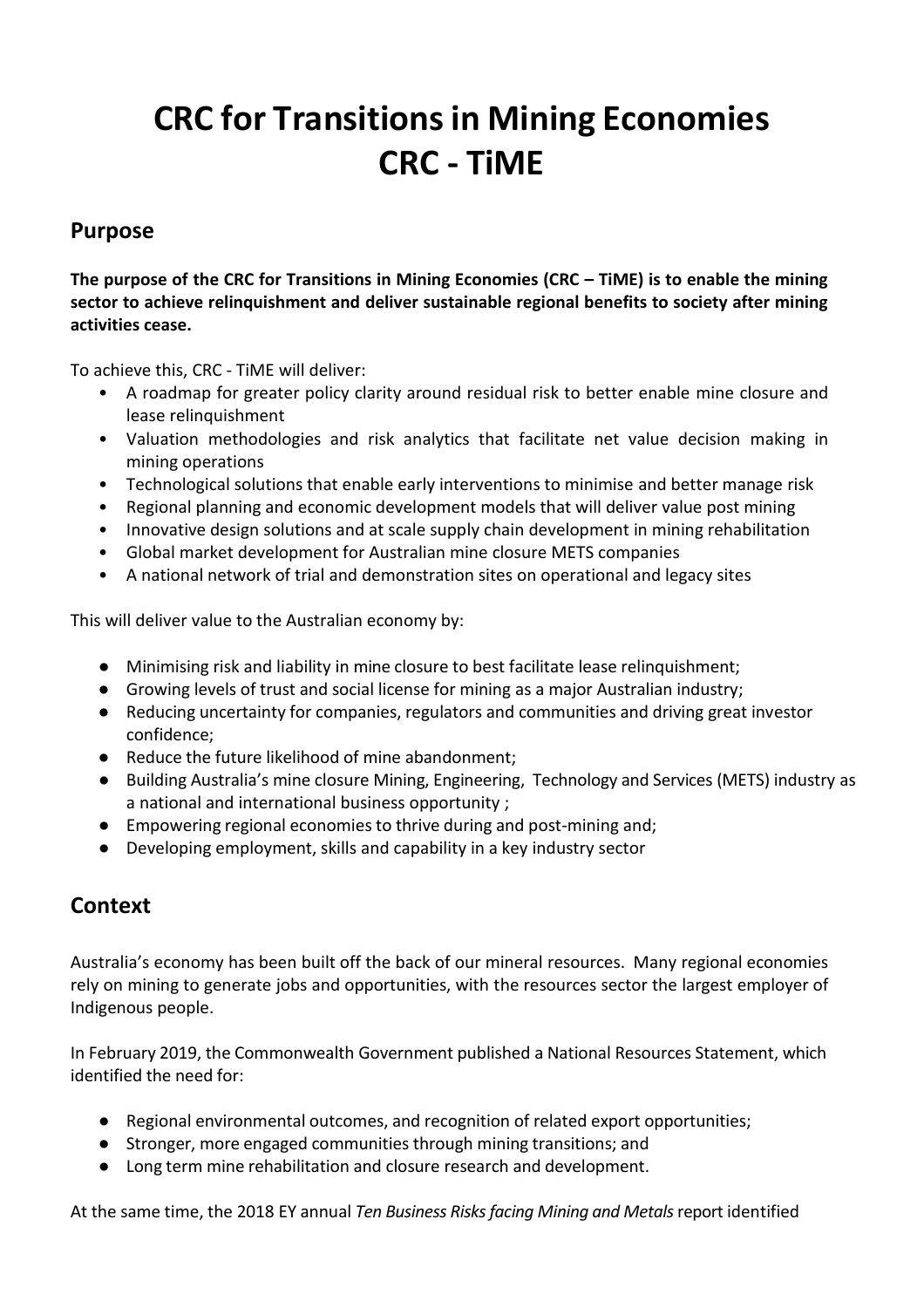# CRC for Transitions in Mining Economies CRC - TiME

## Purpose

**The purpose of the CRC for Transitions in Mining Economies (CRC – TiME) is to enable the mining sector to achieve relinquishment and deliver sustainable regional benefits to society after mining activities cease.**

To achieve this, CRC - TiME will deliver:

- A roadmap for greater policy clarity around residual risk to better enable mine closure and lease relinquishment
- Valuation methodologies and risk analytics that facilitate net value decision making in mining operations
- Technological solutions that enable early interventions to minimise and better manage risk
- Regional planning and economic development models that will deliver value post mining
- Innovative design solutions and at scale supply chain development in mining rehabilitation
- Global market development for Australian mine closure METS companies
- A national network of trial and demonstration sites on operational and legacy sites

This will deliver value to the Australian economy by:

- Minimising risk and liability in mine closure to best facilitate lease relinquishment;
- Growing levels of trust and social license for mining as a major Australian industry;
- Reducing uncertainty for companies, regulators and communities and driving great investor confidence;
- Reduce the future likelihood of mine abandonment;
- Building Australia's mine closure Mining, Engineering, Technology and Services (METS) industry as a national and international business opportunity ;
- Empowering regional economies to thrive during and post-mining and;
- Developing employment, skills and capability in a key industry sector

## Context

Australia's economy has been built off the back of our mineral resources. Many regional economies rely on mining to generate jobs and opportunities, with the resources sector the largest employer of Indigenous people.

In February 2019, the Commonwealth Government published a National Resources Statement, which identified the need for:

- Regional environmental outcomes, and recognition of related export opportunities;
- Stronger, more engaged communities through mining transitions; and
- Long term mine rehabilitation and closure research and development.

At the same time, the 2018 EY annual *Ten Business Risks facing Mining and Metals* report identified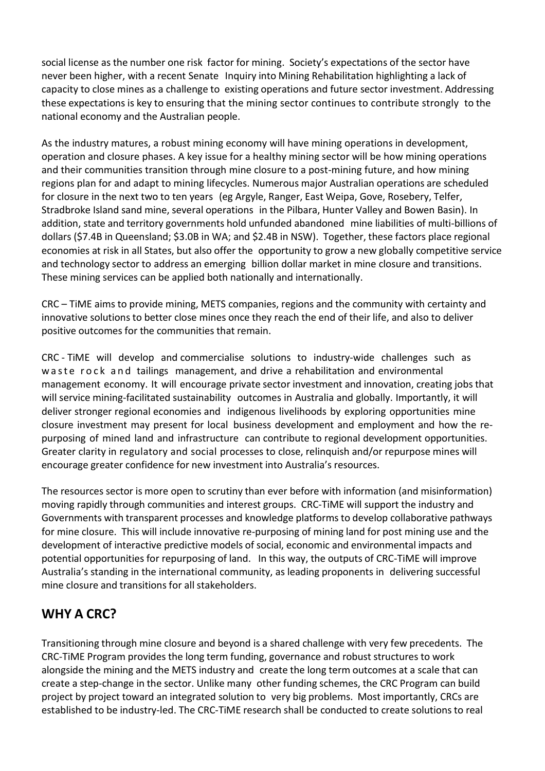social license as the number one risk factor for mining. Society's expectations of the sector have never been higher, with a recent Senate Inquiry into Mining Rehabilitation highlighting a lack of capacity to close mines as a challenge to existing operations and future sector investment. Addressing these expectations is key to ensuring that the mining sector continues to contribute strongly to the national economy and the Australian people.

As the industry matures, a robust mining economy will have mining operations in development, operation and closure phases. A key issue for a healthy mining sector will be how mining operations and their communities transition through mine closure to a post-mining future, and how mining regions plan for and adapt to mining lifecycles. Numerous major Australian operations are scheduled for closure in the next two to ten years (eg Argyle, Ranger, East Weipa, Gove, Rosebery, Telfer, Stradbroke Island sand mine, several operations in the Pilbara, Hunter Valley and Bowen Basin). In addition, state and territory governments hold unfunded abandoned mine liabilities of multi-billions of dollars ($7.4B in Queensland; $3.0B in WA; and $2.4B in NSW). Together, these factors place regional economies at risk in all States, but also offer the opportunity to grow a new globally competitive service and technology sector to address an emerging billion dollar market in mine closure and transitions. These mining services can be applied both nationally and internationally.

CRC – TiME aims to provide mining, METS companies, regions and the community with certainty and innovative solutions to better close mines once they reach the end of their life, and also to deliver positive outcomes for the communities that remain.

CRC - TiME will develop and commercialise solutions to industry-wide challenges such as waste rock and tailings management, and drive a rehabilitation and environmental management economy. It will encourage private sector investment and innovation, creating jobs that will service mining-facilitated sustainability outcomes in Australia and globally. Importantly, it will deliver stronger regional economies and indigenous livelihoods by exploring opportunities mine closure investment may present for local business development and employment and how the re-purposing of mined land and infrastructure can contribute to regional development opportunities. Greater clarity in regulatory and social processes to close, relinquish and/or repurpose mines will encourage greater confidence for new investment into Australia's resources.

The resources sector is more open to scrutiny than ever before with information (and misinformation) moving rapidly through communities and interest groups. CRC-TiME will support the industry and Governments with transparent processes and knowledge platforms to develop collaborative pathways for mine closure. This will include innovative re-purposing of mining land for post mining use and the development of interactive predictive models of social, economic and environmental impacts and potential opportunities for repurposing of land. In this way, the outputs of CRC-TiME will improve Australia's standing in the international community, as leading proponents in delivering successful mine closure and transitions for all stakeholders.

## WHY A CRC?

Transitioning through mine closure and beyond is a shared challenge with very few precedents. The CRC-TiME Program provides the long term funding, governance and robust structures to work alongside the mining and the METS industry and create the long term outcomes at a scale that can create a step-change in the sector. Unlike many other funding schemes, the CRC Program can build project by project toward an integrated solution to very big problems. Most importantly, CRCs are established to be industry-led. The CRC-TiME research shall be conducted to create solutions to real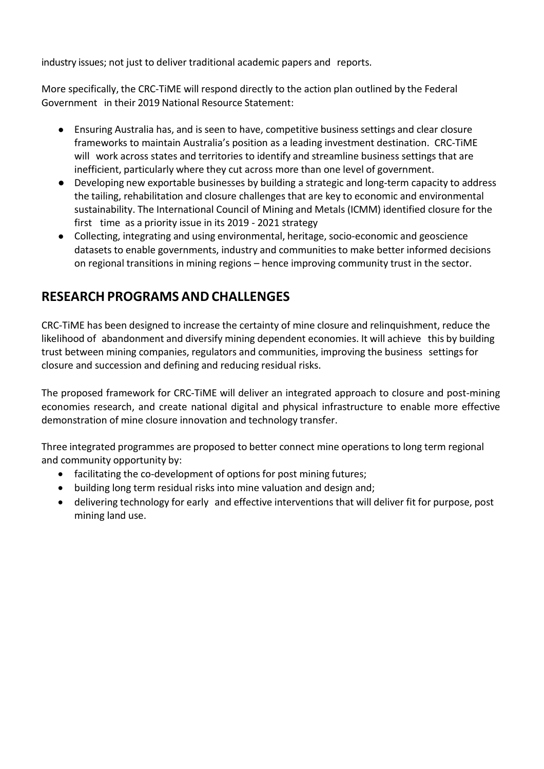industry issues; not just to deliver traditional academic papers and reports.

More specifically, the CRC-TiME will respond directly to the action plan outlined by the Federal Government in their 2019 National Resource Statement:

- Ensuring Australia has, and is seen to have, competitive business settings and clear closure frameworks to maintain Australia's position as a leading investment destination. CRC-TiME will work across states and territories to identify and streamline business settings that are inefficient, particularly where they cut across more than one level of government.
- Developing new exportable businesses by building a strategic and long-term capacity to address the tailing, rehabilitation and closure challenges that are key to economic and environmental sustainability. The International Council of Mining and Metals (ICMM) identified closure for the first time as a priority issue in its 2019 - 2021 strategy
- Collecting, integrating and using environmental, heritage, socio-economic and geoscience datasets to enable governments, industry and communities to make better informed decisions on regional transitions in mining regions – hence improving community trust in the sector.

## RESEARCH PROGRAMS AND CHALLENGES

CRC-TiME has been designed to increase the certainty of mine closure and relinquishment, reduce the likelihood of abandonment and diversify mining dependent economies. It will achieve this by building trust between mining companies, regulators and communities, improving the business settings for closure and succession and defining and reducing residual risks.

The proposed framework for CRC-TiME will deliver an integrated approach to closure and post-mining economies research, and create national digital and physical infrastructure to enable more effective demonstration of mine closure innovation and technology transfer.

Three integrated programmes are proposed to better connect mine operations to long term regional and community opportunity by:

- facilitating the co-development of options for post mining futures;
- building long term residual risks into mine valuation and design and;
- delivering technology for early and effective interventions that will deliver fit for purpose, post mining land use.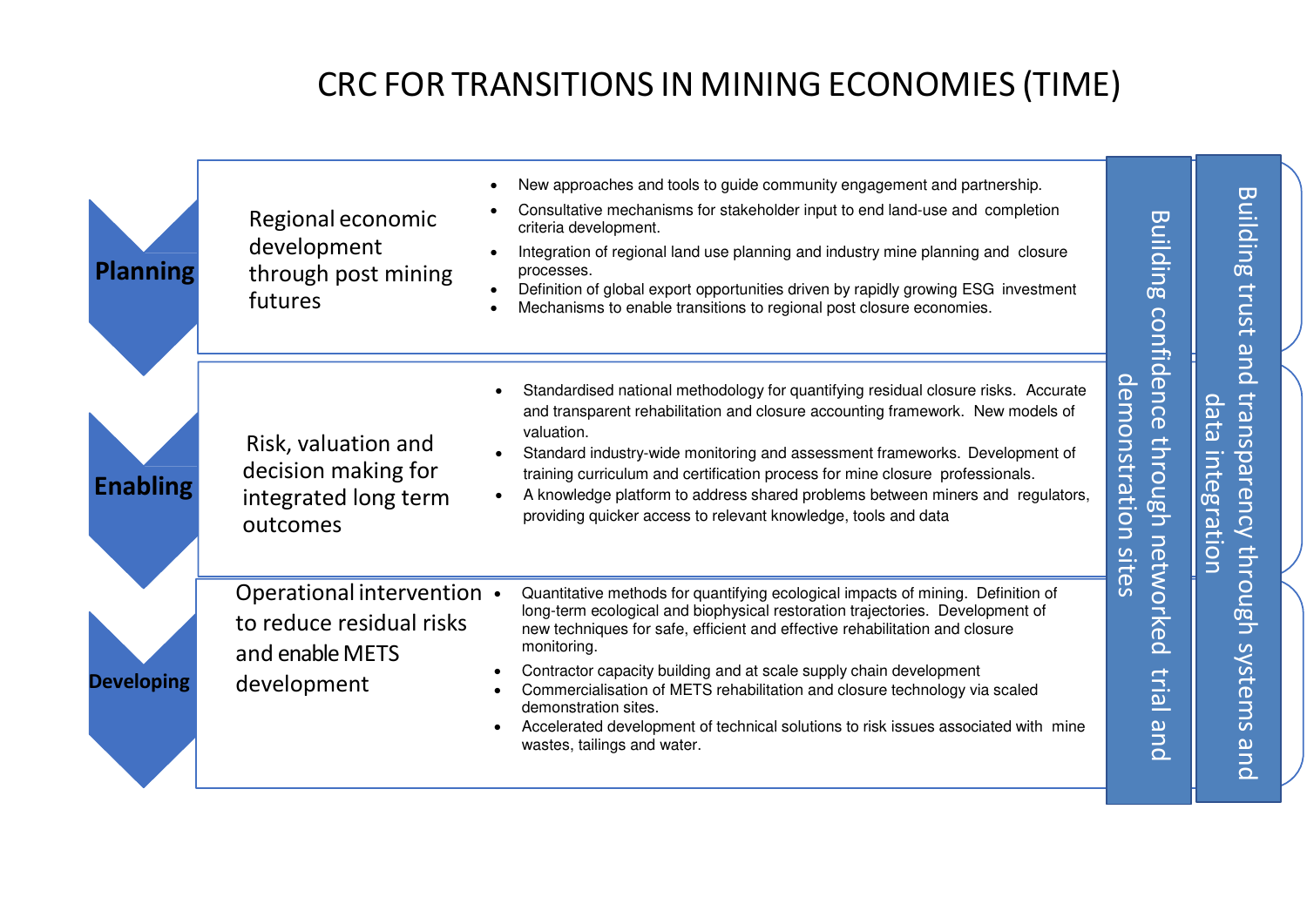# CRC FOR TRANSITIONS IN MINING ECONOMIES (TIME)

## Planning

**Regional economic development through post mining futures**

- New approaches and tools to guide community engagement and partnership.
- Consultative mechanisms for stakeholder input to end land-use and completion criteria development.
- Integration of regional land use planning and industry mine planning and closure processes.
- Definition of global export opportunities driven by rapidly growing ESG investment
- Mechanisms to enable transitions to regional post closure economies.

## Enabling

**Risk, valuation and decision making for integrated long term outcomes**

- Standardised national methodology for quantifying residual closure risks. Accurate and transparent rehabilitation and closure accounting framework. New models of valuation.
- Standard industry-wide monitoring and assessment frameworks. Development of training curriculum and certification process for mine closure professionals.
- A knowledge platform to address shared problems between miners and regulators, providing quicker access to relevant knowledge, tools and data

## Developing

**Operational intervention to reduce residual risks and enable METS development**

- Quantitative methods for quantifying ecological impacts of mining. Definition of long-term ecological and biophysical restoration trajectories. Development of new techniques for safe, efficient and effective rehabilitation and closure monitoring.
- Contractor capacity building and at scale supply chain development
- Commercialisation of METS rehabilitation and closure technology via scaled demonstration sites.
- Accelerated development of technical solutions to risk issues associated with mine wastes, tailings and water.

**Building confidence through networked trial and demonstration sites**

**Building trust and transparency through systems and data integration**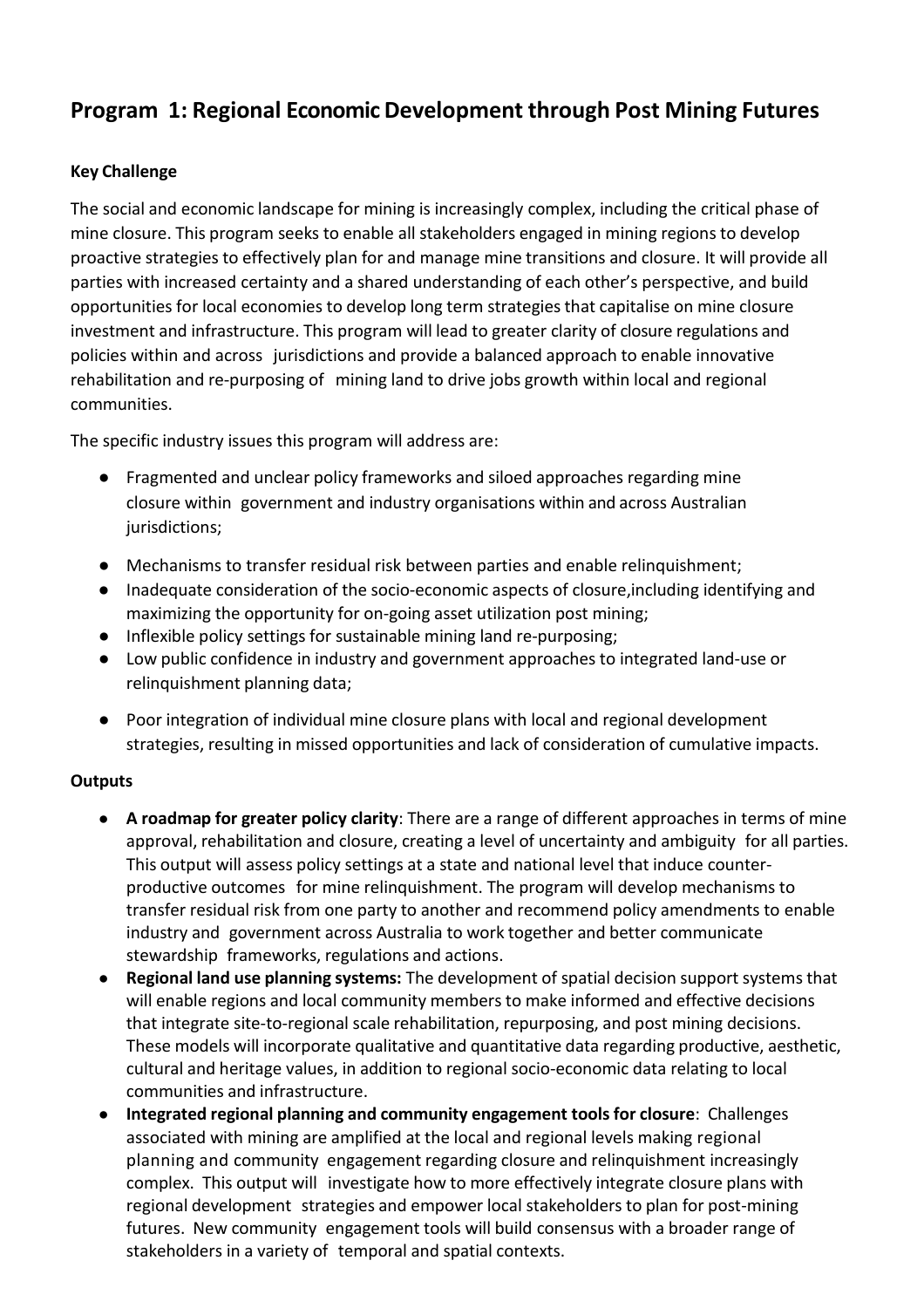## Program 1: Regional Economic Development through Post Mining Futures

### Key Challenge

The social and economic landscape for mining is increasingly complex, including the critical phase of mine closure. This program seeks to enable all stakeholders engaged in mining regions to develop proactive strategies to effectively plan for and manage mine transitions and closure. It will provide all parties with increased certainty and a shared understanding of each other's perspective, and build opportunities for local economies to develop long term strategies that capitalise on mine closure investment and infrastructure. This program will lead to greater clarity of closure regulations and policies within and across jurisdictions and provide a balanced approach to enable innovative rehabilitation and re-purposing of mining land to drive jobs growth within local and regional communities.

The specific industry issues this program will address are:

- Fragmented and unclear policy frameworks and siloed approaches regarding mine closure within government and industry organisations within and across Australian jurisdictions;
- Mechanisms to transfer residual risk between parties and enable relinquishment;
- Inadequate consideration of the socio-economic aspects of closure,including identifying and maximizing the opportunity for on-going asset utilization post mining;
- Inflexible policy settings for sustainable mining land re-purposing;
- Low public confidence in industry and government approaches to integrated land-use or relinquishment planning data;
- Poor integration of individual mine closure plans with local and regional development strategies, resulting in missed opportunities and lack of consideration of cumulative impacts.

### Outputs

- **A roadmap for greater policy clarity**: There are a range of different approaches in terms of mine approval, rehabilitation and closure, creating a level of uncertainty and ambiguity for all parties. This output will assess policy settings at a state and national level that induce counter-productive outcomes for mine relinquishment. The program will develop mechanisms to transfer residual risk from one party to another and recommend policy amendments to enable industry and government across Australia to work together and better communicate stewardship frameworks, regulations and actions.
- **Regional land use planning systems:** The development of spatial decision support systems that will enable regions and local community members to make informed and effective decisions that integrate site-to-regional scale rehabilitation, repurposing, and post mining decisions. These models will incorporate qualitative and quantitative data regarding productive, aesthetic, cultural and heritage values, in addition to regional socio-economic data relating to local communities and infrastructure.
- **Integrated regional planning and community engagement tools for closure**: Challenges associated with mining are amplified at the local and regional levels making regional planning and community engagement regarding closure and relinquishment increasingly complex. This output will investigate how to more effectively integrate closure plans with regional development strategies and empower local stakeholders to plan for post-mining futures. New community engagement tools will build consensus with a broader range of stakeholders in a variety of temporal and spatial contexts.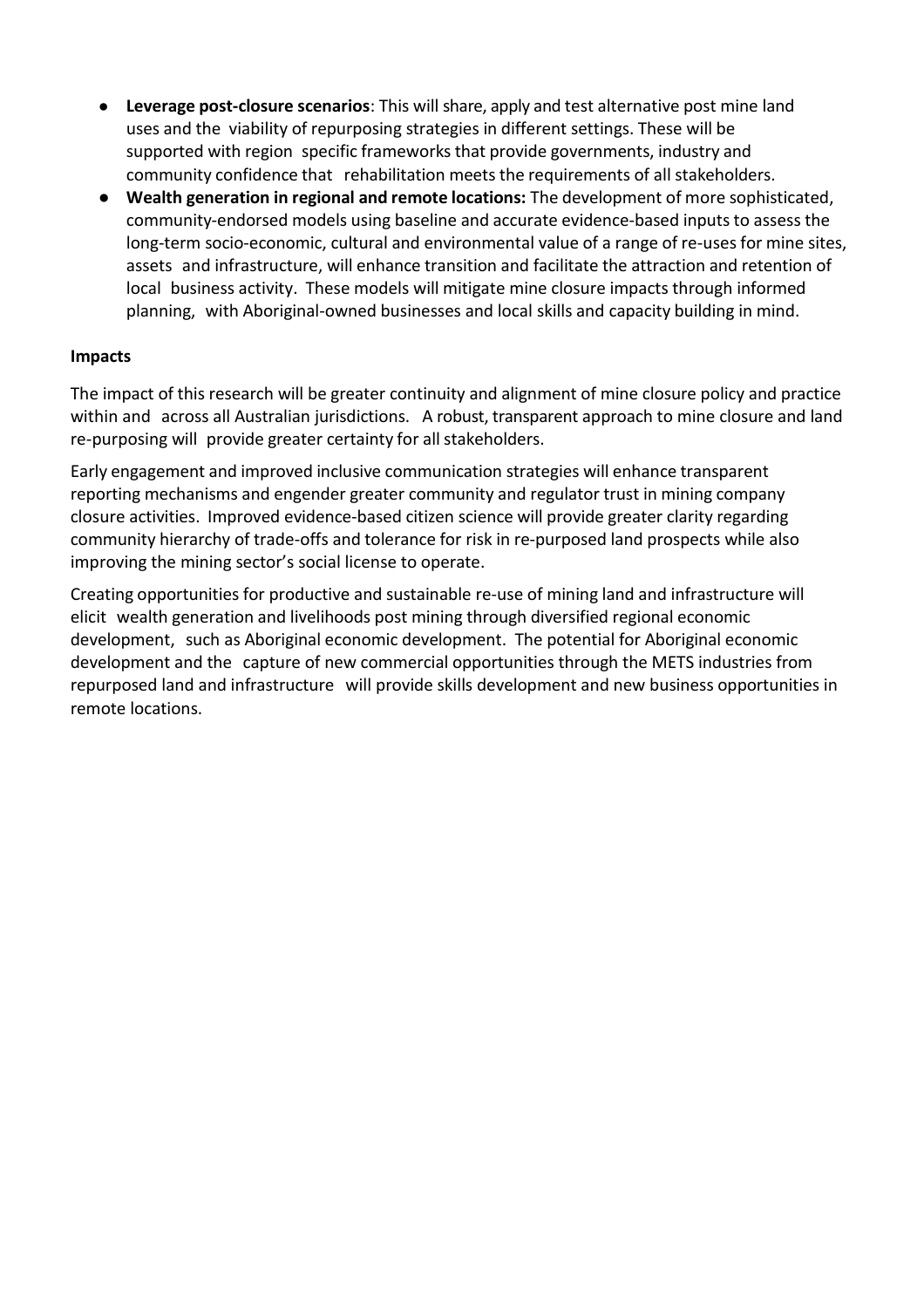- **Leverage post-closure scenarios**: This will share, apply and test alternative post mine land uses and the viability of repurposing strategies in different settings. These will be supported with region specific frameworks that provide governments, industry and community confidence that rehabilitation meets the requirements of all stakeholders.
- **Wealth generation in regional and remote locations:** The development of more sophisticated, community-endorsed models using baseline and accurate evidence-based inputs to assess the long-term socio-economic, cultural and environmental value of a range of re-uses for mine sites, assets and infrastructure, will enhance transition and facilitate the attraction and retention of local business activity. These models will mitigate mine closure impacts through informed planning, with Aboriginal-owned businesses and local skills and capacity building in mind.

**Impacts**

The impact of this research will be greater continuity and alignment of mine closure policy and practice within and across all Australian jurisdictions. A robust, transparent approach to mine closure and land re-purposing will provide greater certainty for all stakeholders.

Early engagement and improved inclusive communication strategies will enhance transparent reporting mechanisms and engender greater community and regulator trust in mining company closure activities. Improved evidence-based citizen science will provide greater clarity regarding community hierarchy of trade-offs and tolerance for risk in re-purposed land prospects while also improving the mining sector's social license to operate.

Creating opportunities for productive and sustainable re-use of mining land and infrastructure will elicit wealth generation and livelihoods post mining through diversified regional economic development, such as Aboriginal economic development. The potential for Aboriginal economic development and the capture of new commercial opportunities through the METS industries from repurposed land and infrastructure will provide skills development and new business opportunities in remote locations.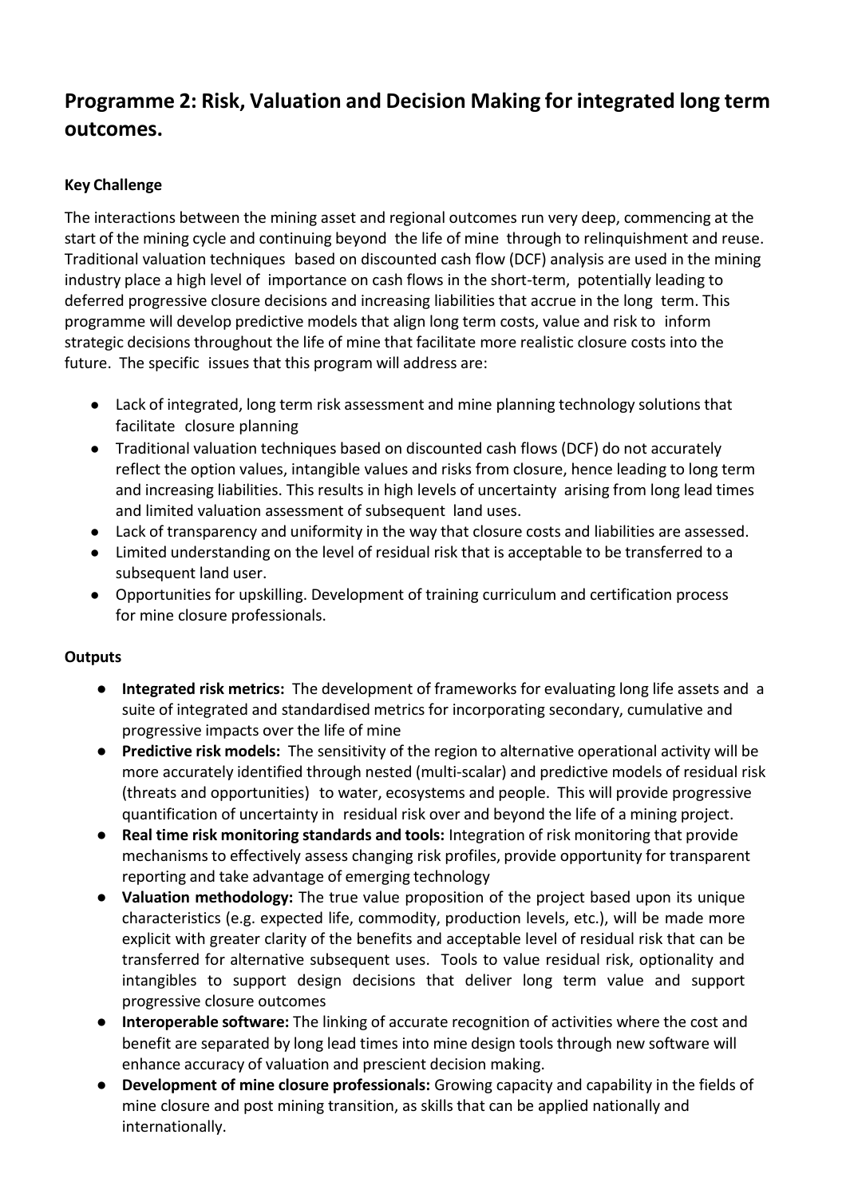## Programme 2: Risk, Valuation and Decision Making for integrated long term outcomes.

### Key Challenge

The interactions between the mining asset and regional outcomes run very deep, commencing at the start of the mining cycle and continuing beyond the life of mine through to relinquishment and reuse. Traditional valuation techniques based on discounted cash flow (DCF) analysis are used in the mining industry place a high level of importance on cash flows in the short-term, potentially leading to deferred progressive closure decisions and increasing liabilities that accrue in the long term. This programme will develop predictive models that align long term costs, value and risk to inform strategic decisions throughout the life of mine that facilitate more realistic closure costs into the future. The specific issues that this program will address are:

- Lack of integrated, long term risk assessment and mine planning technology solutions that facilitate closure planning
- Traditional valuation techniques based on discounted cash flows (DCF) do not accurately reflect the option values, intangible values and risks from closure, hence leading to long term and increasing liabilities. This results in high levels of uncertainty arising from long lead times and limited valuation assessment of subsequent land uses.
- Lack of transparency and uniformity in the way that closure costs and liabilities are assessed.
- Limited understanding on the level of residual risk that is acceptable to be transferred to a subsequent land user.
- Opportunities for upskilling. Development of training curriculum and certification process for mine closure professionals.

### Outputs

- **Integrated risk metrics:** The development of frameworks for evaluating long life assets and a suite of integrated and standardised metrics for incorporating secondary, cumulative and progressive impacts over the life of mine
- **Predictive risk models:** The sensitivity of the region to alternative operational activity will be more accurately identified through nested (multi-scalar) and predictive models of residual risk (threats and opportunities) to water, ecosystems and people. This will provide progressive quantification of uncertainty in residual risk over and beyond the life of a mining project.
- **Real time risk monitoring standards and tools:** Integration of risk monitoring that provide mechanisms to effectively assess changing risk profiles, provide opportunity for transparent reporting and take advantage of emerging technology
- **Valuation methodology:** The true value proposition of the project based upon its unique characteristics (e.g. expected life, commodity, production levels, etc.), will be made more explicit with greater clarity of the benefits and acceptable level of residual risk that can be transferred for alternative subsequent uses. Tools to value residual risk, optionality and intangibles to support design decisions that deliver long term value and support progressive closure outcomes
- **Interoperable software:** The linking of accurate recognition of activities where the cost and benefit are separated by long lead times into mine design tools through new software will enhance accuracy of valuation and prescient decision making.
- **Development of mine closure professionals:** Growing capacity and capability in the fields of mine closure and post mining transition, as skills that can be applied nationally and internationally.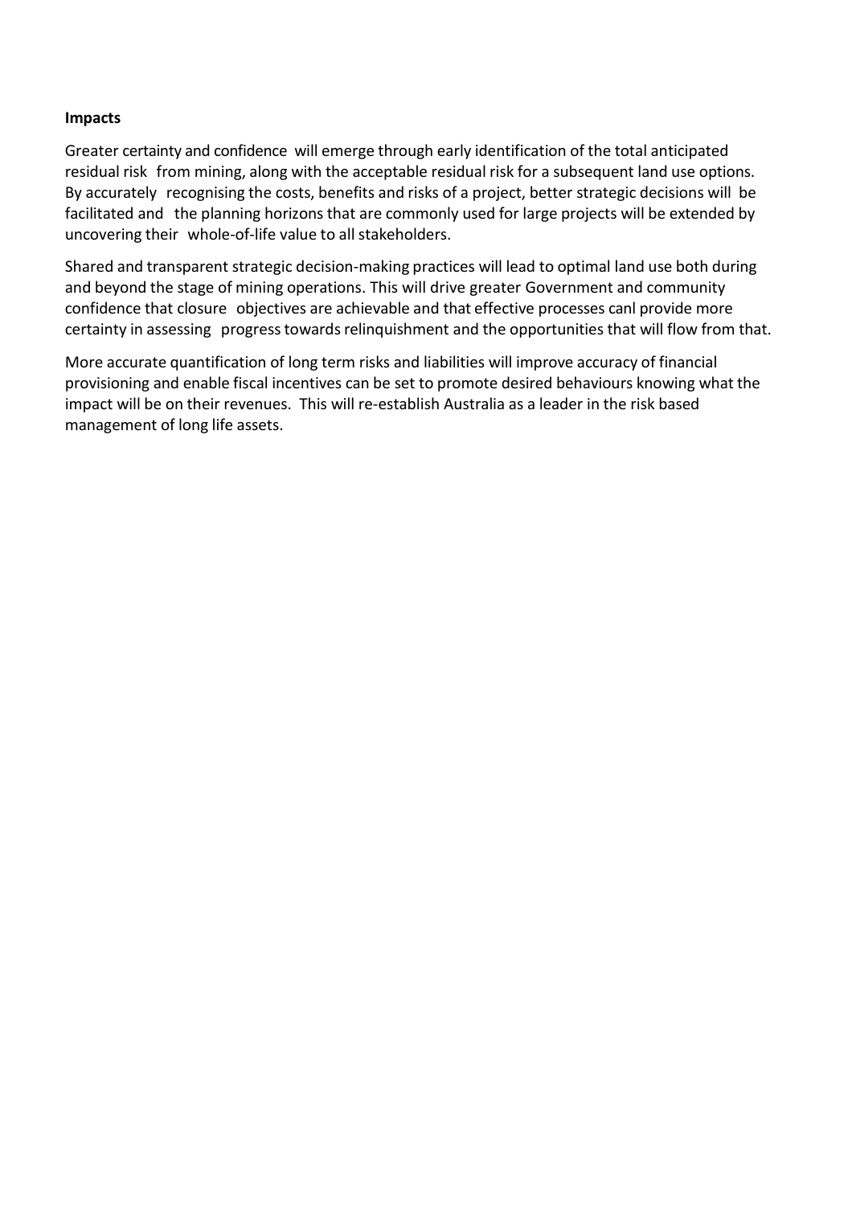**Impacts**

Greater certainty and confidence will emerge through early identification of the total anticipated residual risk from mining, along with the acceptable residual risk for a subsequent land use options. By accurately recognising the costs, benefits and risks of a project, better strategic decisions will be facilitated and the planning horizons that are commonly used for large projects will be extended by uncovering their whole-of-life value to all stakeholders.

Shared and transparent strategic decision-making practices will lead to optimal land use both during and beyond the stage of mining operations. This will drive greater Government and community confidence that closure objectives are achievable and that effective processes canl provide more certainty in assessing progress towards relinquishment and the opportunities that will flow from that.

More accurate quantification of long term risks and liabilities will improve accuracy of financial provisioning and enable fiscal incentives can be set to promote desired behaviours knowing what the impact will be on their revenues. This will re-establish Australia as a leader in the risk based management of long life assets.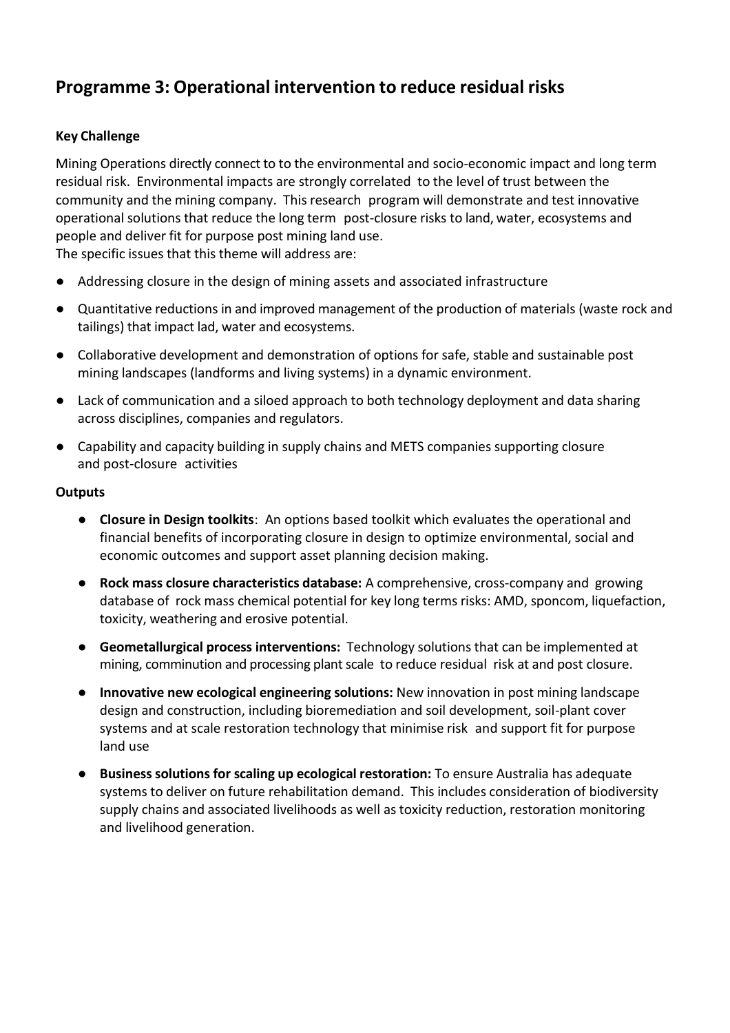## Programme 3: Operational intervention to reduce residual risks

**Key Challenge**

Mining Operations directly connect to to the environmental and socio-economic impact and long term residual risk. Environmental impacts are strongly correlated to the level of trust between the community and the mining company. This research program will demonstrate and test innovative operational solutions that reduce the long term post-closure risks to land, water, ecosystems and people and deliver fit for purpose post mining land use.
The specific issues that this theme will address are:

- Addressing closure in the design of mining assets and associated infrastructure
- Quantitative reductions in and improved management of the production of materials (waste rock and tailings) that impact lad, water and ecosystems.
- Collaborative development and demonstration of options for safe, stable and sustainable post mining landscapes (landforms and living systems) in a dynamic environment.
- Lack of communication and a siloed approach to both technology deployment and data sharing across disciplines, companies and regulators.
- Capability and capacity building in supply chains and METS companies supporting closure and post-closure activities

**Outputs**

- **Closure in Design toolkits**: An options based toolkit which evaluates the operational and financial benefits of incorporating closure in design to optimize environmental, social and economic outcomes and support asset planning decision making.
- **Rock mass closure characteristics database:** A comprehensive, cross-company and growing database of rock mass chemical potential for key long terms risks: AMD, sponcom, liquefaction, toxicity, weathering and erosive potential.
- **Geometallurgical process interventions:** Technology solutions that can be implemented at mining, comminution and processing plant scale to reduce residual risk at and post closure.
- **Innovative new ecological engineering solutions:** New innovation in post mining landscape design and construction, including bioremediation and soil development, soil-plant cover systems and at scale restoration technology that minimise risk and support fit for purpose land use
- **Business solutions for scaling up ecological restoration:** To ensure Australia has adequate systems to deliver on future rehabilitation demand. This includes consideration of biodiversity supply chains and associated livelihoods as well as toxicity reduction, restoration monitoring and livelihood generation.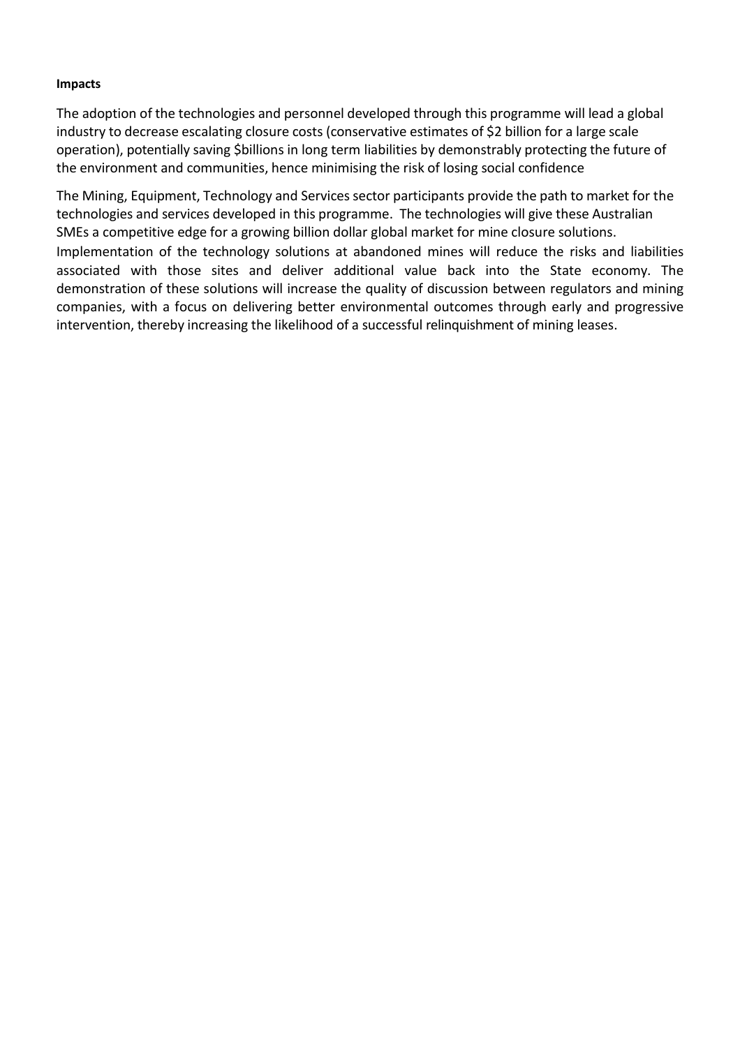**Impacts**

The adoption of the technologies and personnel developed through this programme will lead a global industry to decrease escalating closure costs (conservative estimates of $2 billion for a large scale operation), potentially saving $billions in long term liabilities by demonstrably protecting the future of the environment and communities, hence minimising the risk of losing social confidence

The Mining, Equipment, Technology and Services sector participants provide the path to market for the technologies and services developed in this programme. The technologies will give these Australian SMEs a competitive edge for a growing billion dollar global market for mine closure solutions. Implementation of the technology solutions at abandoned mines will reduce the risks and liabilities associated with those sites and deliver additional value back into the State economy. The demonstration of these solutions will increase the quality of discussion between regulators and mining companies, with a focus on delivering better environmental outcomes through early and progressive intervention, thereby increasing the likelihood of a successful relinquishment of mining leases.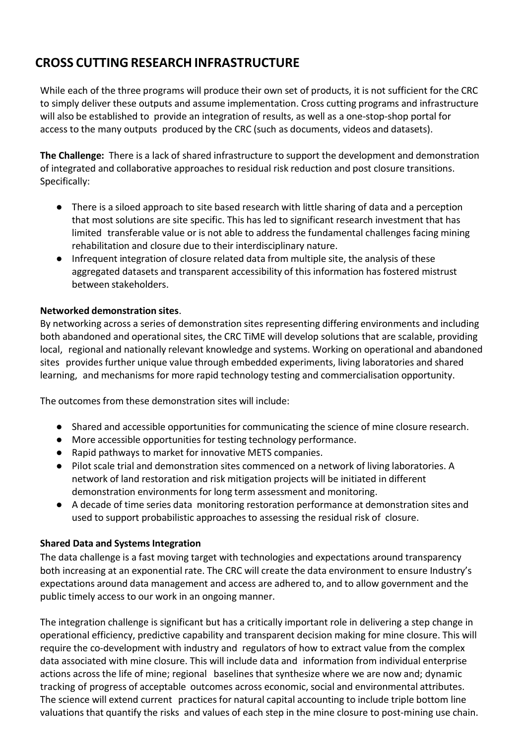# CROSS CUTTING RESEARCH INFRASTRUCTURE

While each of the three programs will produce their own set of products, it is not sufficient for the CRC to simply deliver these outputs and assume implementation. Cross cutting programs and infrastructure will also be established to provide an integration of results, as well as a one-stop-shop portal for access to the many outputs produced by the CRC (such as documents, videos and datasets).

**The Challenge:** There is a lack of shared infrastructure to support the development and demonstration of integrated and collaborative approaches to residual risk reduction and post closure transitions. Specifically:

- There is a siloed approach to site based research with little sharing of data and a perception that most solutions are site specific. This has led to significant research investment that has limited transferable value or is not able to address the fundamental challenges facing mining rehabilitation and closure due to their interdisciplinary nature.
- Infrequent integration of closure related data from multiple site, the analysis of these aggregated datasets and transparent accessibility of this information has fostered mistrust between stakeholders.

**Networked demonstration sites**.

By networking across a series of demonstration sites representing differing environments and including both abandoned and operational sites, the CRC TiME will develop solutions that are scalable, providing local, regional and nationally relevant knowledge and systems. Working on operational and abandoned sites provides further unique value through embedded experiments, living laboratories and shared learning, and mechanisms for more rapid technology testing and commercialisation opportunity.

The outcomes from these demonstration sites will include:

- Shared and accessible opportunities for communicating the science of mine closure research.
- More accessible opportunities for testing technology performance.
- Rapid pathways to market for innovative METS companies.
- Pilot scale trial and demonstration sites commenced on a network of living laboratories. A network of land restoration and risk mitigation projects will be initiated in different demonstration environments for long term assessment and monitoring.
- A decade of time series data monitoring restoration performance at demonstration sites and used to support probabilistic approaches to assessing the residual risk of closure.

**Shared Data and Systems Integration**

The data challenge is a fast moving target with technologies and expectations around transparency both increasing at an exponential rate. The CRC will create the data environment to ensure Industry's expectations around data management and access are adhered to, and to allow government and the public timely access to our work in an ongoing manner.

The integration challenge is significant but has a critically important role in delivering a step change in operational efficiency, predictive capability and transparent decision making for mine closure. This will require the co-development with industry and regulators of how to extract value from the complex data associated with mine closure. This will include data and information from individual enterprise actions across the life of mine; regional baselines that synthesize where we are now and; dynamic tracking of progress of acceptable outcomes across economic, social and environmental attributes. The science will extend current practices for natural capital accounting to include triple bottom line valuations that quantify the risks and values of each step in the mine closure to post-mining use chain.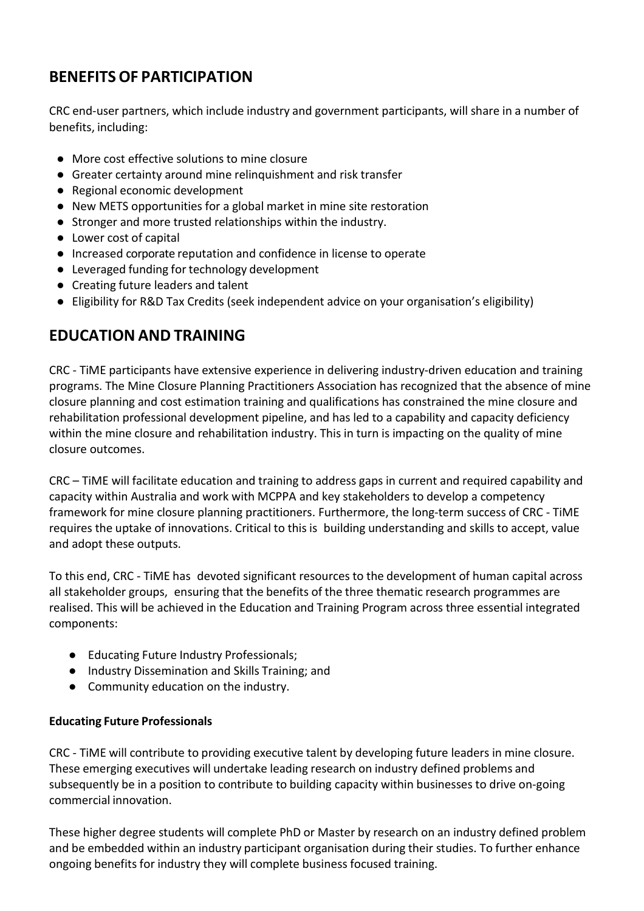## BENEFITS OF PARTICIPATION

CRC end-user partners, which include industry and government participants, will share in a number of benefits, including:

- More cost effective solutions to mine closure
- Greater certainty around mine relinquishment and risk transfer
- Regional economic development
- New METS opportunities for a global market in mine site restoration
- Stronger and more trusted relationships within the industry.
- Lower cost of capital
- Increased corporate reputation and confidence in license to operate
- Leveraged funding for technology development
- Creating future leaders and talent
- Eligibility for R&D Tax Credits (seek independent advice on your organisation's eligibility)

## EDUCATION AND TRAINING

CRC - TiME participants have extensive experience in delivering industry-driven education and training programs. The Mine Closure Planning Practitioners Association has recognized that the absence of mine closure planning and cost estimation training and qualifications has constrained the mine closure and rehabilitation professional development pipeline, and has led to a capability and capacity deficiency within the mine closure and rehabilitation industry. This in turn is impacting on the quality of mine closure outcomes.

CRC – TiME will facilitate education and training to address gaps in current and required capability and capacity within Australia and work with MCPPA and key stakeholders to develop a competency framework for mine closure planning practitioners. Furthermore, the long-term success of CRC - TiME requires the uptake of innovations. Critical to this is building understanding and skills to accept, value and adopt these outputs.

To this end, CRC - TiME has devoted significant resources to the development of human capital across all stakeholder groups, ensuring that the benefits of the three thematic research programmes are realised. This will be achieved in the Education and Training Program across three essential integrated components:

- Educating Future Industry Professionals;
- Industry Dissemination and Skills Training; and
- Community education on the industry.

**Educating Future Professionals**

CRC - TiME will contribute to providing executive talent by developing future leaders in mine closure. These emerging executives will undertake leading research on industry defined problems and subsequently be in a position to contribute to building capacity within businesses to drive on-going commercial innovation.

These higher degree students will complete PhD or Master by research on an industry defined problem and be embedded within an industry participant organisation during their studies. To further enhance ongoing benefits for industry they will complete business focused training.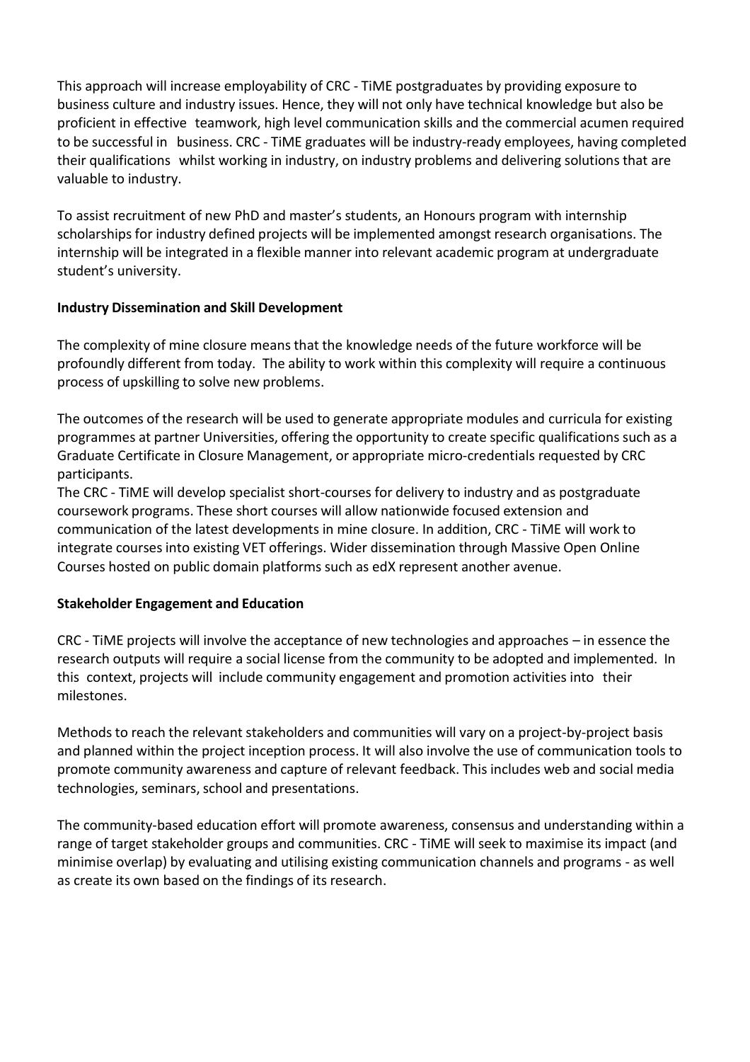This approach will increase employability of CRC - TiME postgraduates by providing exposure to business culture and industry issues. Hence, they will not only have technical knowledge but also be proficient in effective teamwork, high level communication skills and the commercial acumen required to be successful in business. CRC - TiME graduates will be industry-ready employees, having completed their qualifications whilst working in industry, on industry problems and delivering solutions that are valuable to industry.

To assist recruitment of new PhD and master's students, an Honours program with internship scholarships for industry defined projects will be implemented amongst research organisations. The internship will be integrated in a flexible manner into relevant academic program at undergraduate student's university.

**Industry Dissemination and Skill Development**

The complexity of mine closure means that the knowledge needs of the future workforce will be profoundly different from today. The ability to work within this complexity will require a continuous process of upskilling to solve new problems.

The outcomes of the research will be used to generate appropriate modules and curricula for existing programmes at partner Universities, offering the opportunity to create specific qualifications such as a Graduate Certificate in Closure Management, or appropriate micro-credentials requested by CRC participants.

The CRC - TiME will develop specialist short-courses for delivery to industry and as postgraduate coursework programs. These short courses will allow nationwide focused extension and communication of the latest developments in mine closure. In addition, CRC - TiME will work to integrate courses into existing VET offerings. Wider dissemination through Massive Open Online Courses hosted on public domain platforms such as edX represent another avenue.

**Stakeholder Engagement and Education**

CRC - TiME projects will involve the acceptance of new technologies and approaches – in essence the research outputs will require a social license from the community to be adopted and implemented. In this context, projects will include community engagement and promotion activities into their milestones.

Methods to reach the relevant stakeholders and communities will vary on a project-by-project basis and planned within the project inception process. It will also involve the use of communication tools to promote community awareness and capture of relevant feedback. This includes web and social media technologies, seminars, school and presentations.

The community-based education effort will promote awareness, consensus and understanding within a range of target stakeholder groups and communities. CRC - TiME will seek to maximise its impact (and minimise overlap) by evaluating and utilising existing communication channels and programs - as well as create its own based on the findings of its research.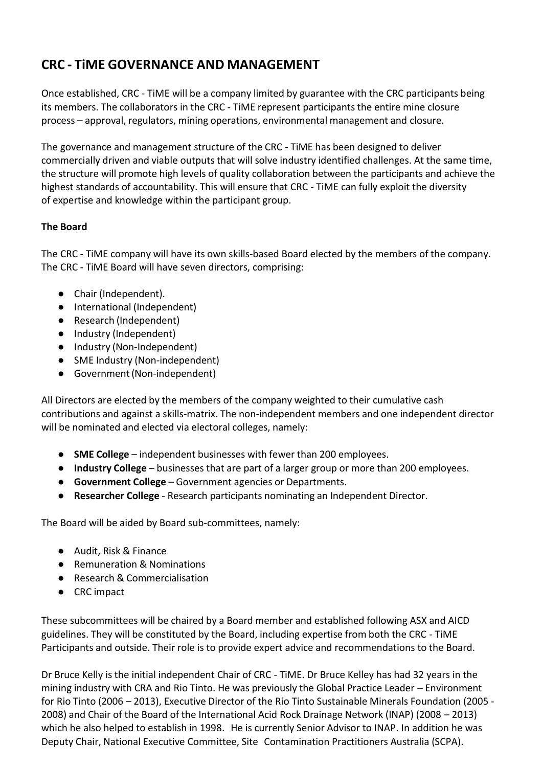## CRC - TiME GOVERNANCE AND MANAGEMENT

Once established, CRC - TiME will be a company limited by guarantee with the CRC participants being its members. The collaborators in the CRC - TiME represent participants the entire mine closure process – approval, regulators, mining operations, environmental management and closure.

The governance and management structure of the CRC - TiME has been designed to deliver commercially driven and viable outputs that will solve industry identified challenges. At the same time, the structure will promote high levels of quality collaboration between the participants and achieve the highest standards of accountability. This will ensure that CRC - TiME can fully exploit the diversity of expertise and knowledge within the participant group.

**The Board**

The CRC - TiME company will have its own skills-based Board elected by the members of the company. The CRC - TiME Board will have seven directors, comprising:

- Chair (Independent).
- International (Independent)
- Research (Independent)
- Industry (Independent)
- Industry (Non-Independent)
- SME Industry (Non-independent)
- Government (Non-independent)

All Directors are elected by the members of the company weighted to their cumulative cash contributions and against a skills-matrix. The non-independent members and one independent director will be nominated and elected via electoral colleges, namely:

- **SME College** – independent businesses with fewer than 200 employees.
- **Industry College** – businesses that are part of a larger group or more than 200 employees.
- **Government College** – Government agencies or Departments.
- **Researcher College** - Research participants nominating an Independent Director.

The Board will be aided by Board sub-committees, namely:

- Audit, Risk & Finance
- Remuneration & Nominations
- Research & Commercialisation
- CRC impact

These subcommittees will be chaired by a Board member and established following ASX and AICD guidelines. They will be constituted by the Board, including expertise from both the CRC - TiME Participants and outside. Their role is to provide expert advice and recommendations to the Board.

Dr Bruce Kelly is the initial independent Chair of CRC - TiME. Dr Bruce Kelley has had 32 years in the mining industry with CRA and Rio Tinto. He was previously the Global Practice Leader – Environment for Rio Tinto (2006 – 2013), Executive Director of the Rio Tinto Sustainable Minerals Foundation (2005 - 2008) and Chair of the Board of the International Acid Rock Drainage Network (INAP) (2008 – 2013) which he also helped to establish in 1998. He is currently Senior Advisor to INAP. In addition he was Deputy Chair, National Executive Committee, Site Contamination Practitioners Australia (SCPA).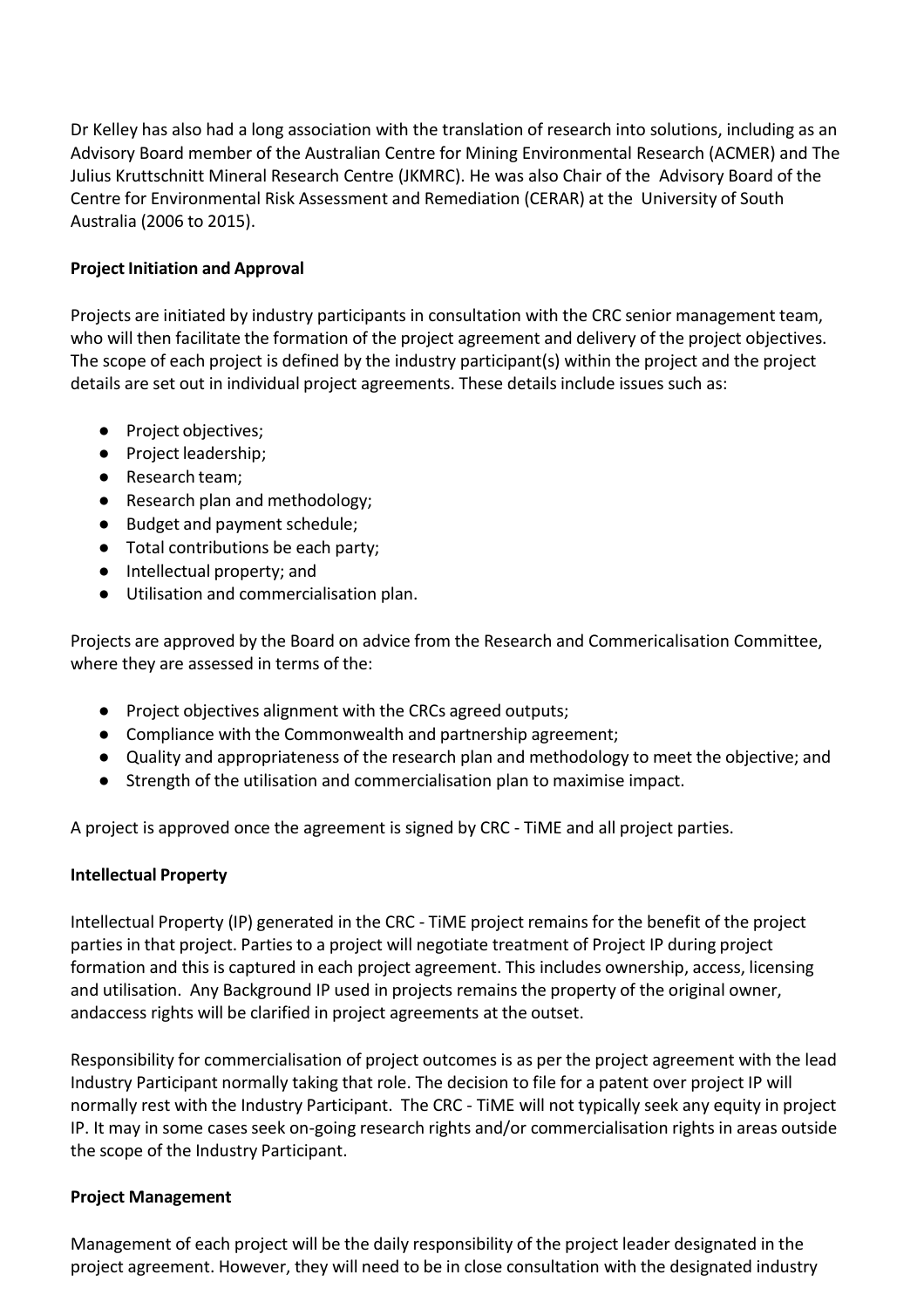Dr Kelley has also had a long association with the translation of research into solutions, including as an Advisory Board member of the Australian Centre for Mining Environmental Research (ACMER) and The Julius Kruttschnitt Mineral Research Centre (JKMRC). He was also Chair of the Advisory Board of the Centre for Environmental Risk Assessment and Remediation (CERAR) at the University of South Australia (2006 to 2015).

**Project Initiation and Approval**

Projects are initiated by industry participants in consultation with the CRC senior management team, who will then facilitate the formation of the project agreement and delivery of the project objectives. The scope of each project is defined by the industry participant(s) within the project and the project details are set out in individual project agreements. These details include issues such as:

- Project objectives;
- Project leadership;
- Research team;
- Research plan and methodology;
- Budget and payment schedule;
- Total contributions be each party;
- Intellectual property; and
- Utilisation and commercialisation plan.

Projects are approved by the Board on advice from the Research and Commericalisation Committee, where they are assessed in terms of the:

- Project objectives alignment with the CRCs agreed outputs;
- Compliance with the Commonwealth and partnership agreement;
- Quality and appropriateness of the research plan and methodology to meet the objective; and
- Strength of the utilisation and commercialisation plan to maximise impact.

A project is approved once the agreement is signed by CRC - TiME and all project parties.

**Intellectual Property**

Intellectual Property (IP) generated in the CRC - TiME project remains for the benefit of the project parties in that project. Parties to a project will negotiate treatment of Project IP during project formation and this is captured in each project agreement. This includes ownership, access, licensing and utilisation. Any Background IP used in projects remains the property of the original owner, andaccess rights will be clarified in project agreements at the outset.

Responsibility for commercialisation of project outcomes is as per the project agreement with the lead Industry Participant normally taking that role. The decision to file for a patent over project IP will normally rest with the Industry Participant. The CRC - TiME will not typically seek any equity in project IP. It may in some cases seek on-going research rights and/or commercialisation rights in areas outside the scope of the Industry Participant.

**Project Management**

Management of each project will be the daily responsibility of the project leader designated in the project agreement. However, they will need to be in close consultation with the designated industry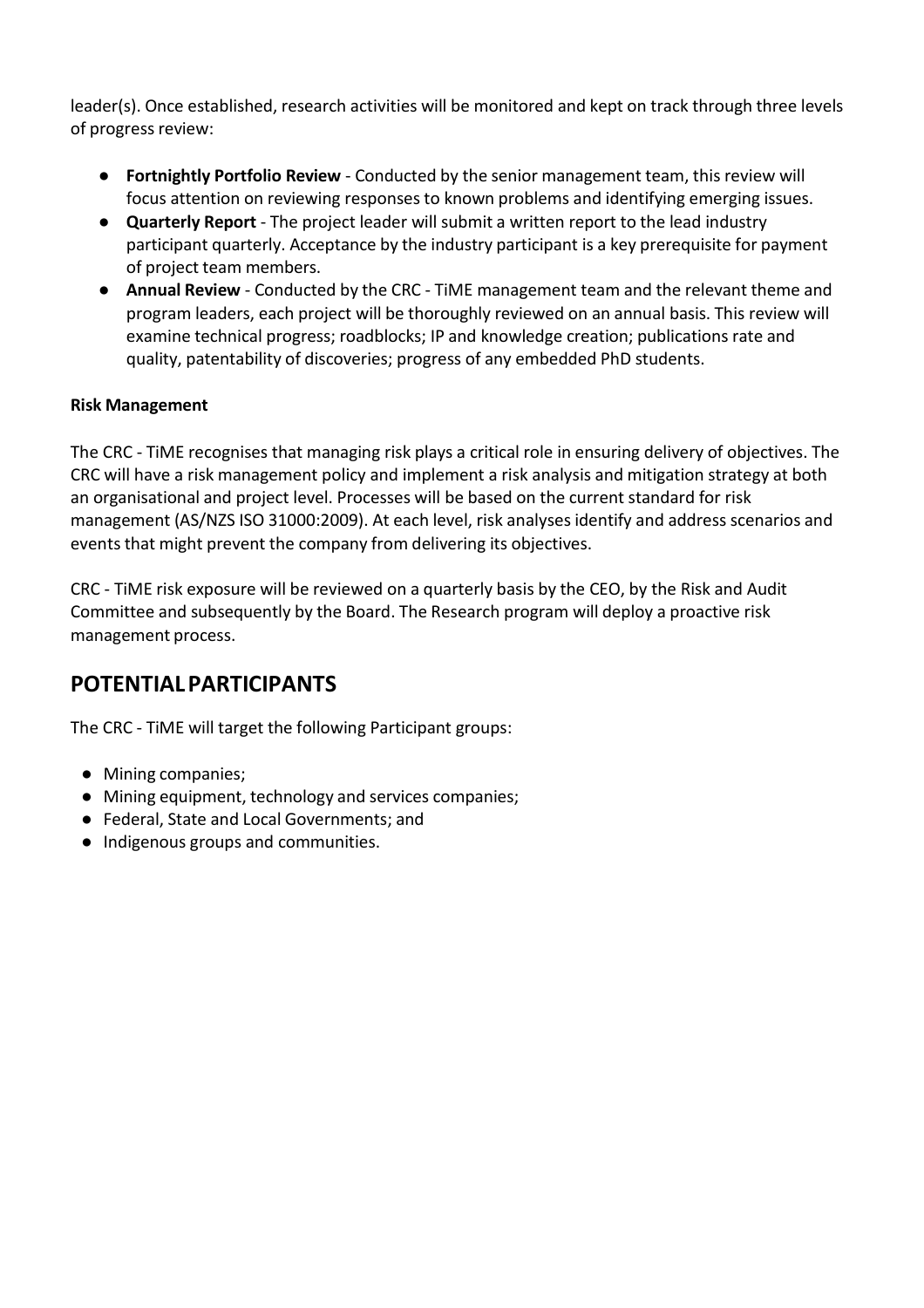leader(s). Once established, research activities will be monitored and kept on track through three levels of progress review:

- **Fortnightly Portfolio Review** - Conducted by the senior management team, this review will focus attention on reviewing responses to known problems and identifying emerging issues.
- **Quarterly Report** - The project leader will submit a written report to the lead industry participant quarterly. Acceptance by the industry participant is a key prerequisite for payment of project team members.
- **Annual Review** - Conducted by the CRC - TiME management team and the relevant theme and program leaders, each project will be thoroughly reviewed on an annual basis. This review will examine technical progress; roadblocks; IP and knowledge creation; publications rate and quality, patentability of discoveries; progress of any embedded PhD students.

**Risk Management**

The CRC - TiME recognises that managing risk plays a critical role in ensuring delivery of objectives. The CRC will have a risk management policy and implement a risk analysis and mitigation strategy at both an organisational and project level. Processes will be based on the current standard for risk management (AS/NZS ISO 31000:2009). At each level, risk analyses identify and address scenarios and events that might prevent the company from delivering its objectives.

CRC - TiME risk exposure will be reviewed on a quarterly basis by the CEO, by the Risk and Audit Committee and subsequently by the Board. The Research program will deploy a proactive risk management process.

## POTENTIAL PARTICIPANTS

The CRC - TiME will target the following Participant groups:

- Mining companies;
- Mining equipment, technology and services companies;
- Federal, State and Local Governments; and
- Indigenous groups and communities.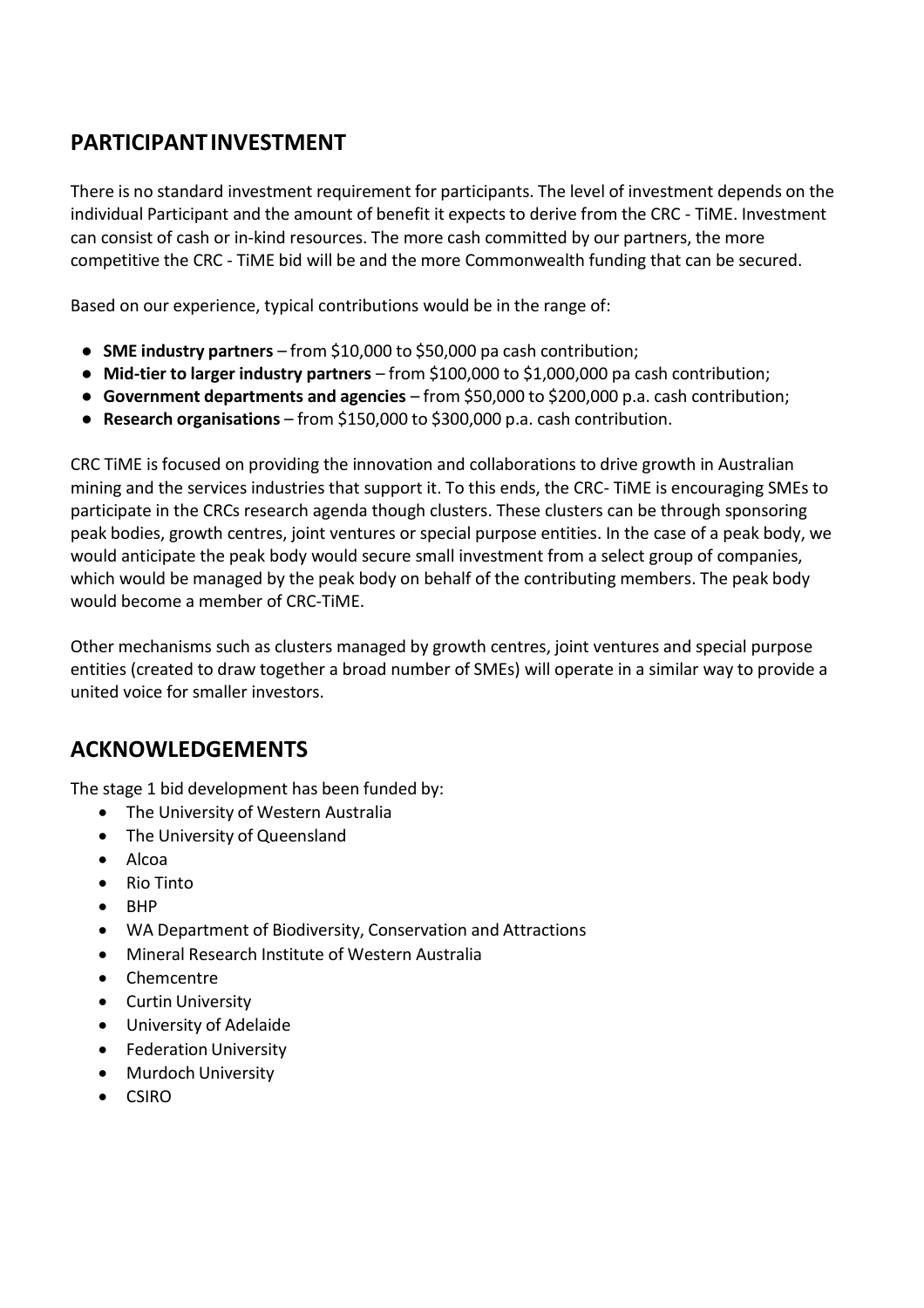## PARTICIPANT INVESTMENT

There is no standard investment requirement for participants. The level of investment depends on the individual Participant and the amount of benefit it expects to derive from the CRC - TiME. Investment can consist of cash or in-kind resources. The more cash committed by our partners, the more competitive the CRC - TiME bid will be and the more Commonwealth funding that can be secured.

Based on our experience, typical contributions would be in the range of:

- **SME industry partners** – from $10,000 to $50,000 pa cash contribution;
- **Mid-tier to larger industry partners** – from $100,000 to $1,000,000 pa cash contribution;
- **Government departments and agencies** – from $50,000 to $200,000 p.a. cash contribution;
- **Research organisations** – from $150,000 to $300,000 p.a. cash contribution.

CRC TiME is focused on providing the innovation and collaborations to drive growth in Australian mining and the services industries that support it. To this ends, the CRC- TiME is encouraging SMEs to participate in the CRCs research agenda though clusters. These clusters can be through sponsoring peak bodies, growth centres, joint ventures or special purpose entities. In the case of a peak body, we would anticipate the peak body would secure small investment from a select group of companies, which would be managed by the peak body on behalf of the contributing members. The peak body would become a member of CRC-TiME.

Other mechanisms such as clusters managed by growth centres, joint ventures and special purpose entities (created to draw together a broad number of SMEs) will operate in a similar way to provide a united voice for smaller investors.

## ACKNOWLEDGEMENTS

The stage 1 bid development has been funded by:

- The University of Western Australia
- The University of Queensland
- Alcoa
- Rio Tinto
- BHP
- WA Department of Biodiversity, Conservation and Attractions
- Mineral Research Institute of Western Australia
- Chemcentre
- Curtin University
- University of Adelaide
- Federation University
- Murdoch University
- CSIRO